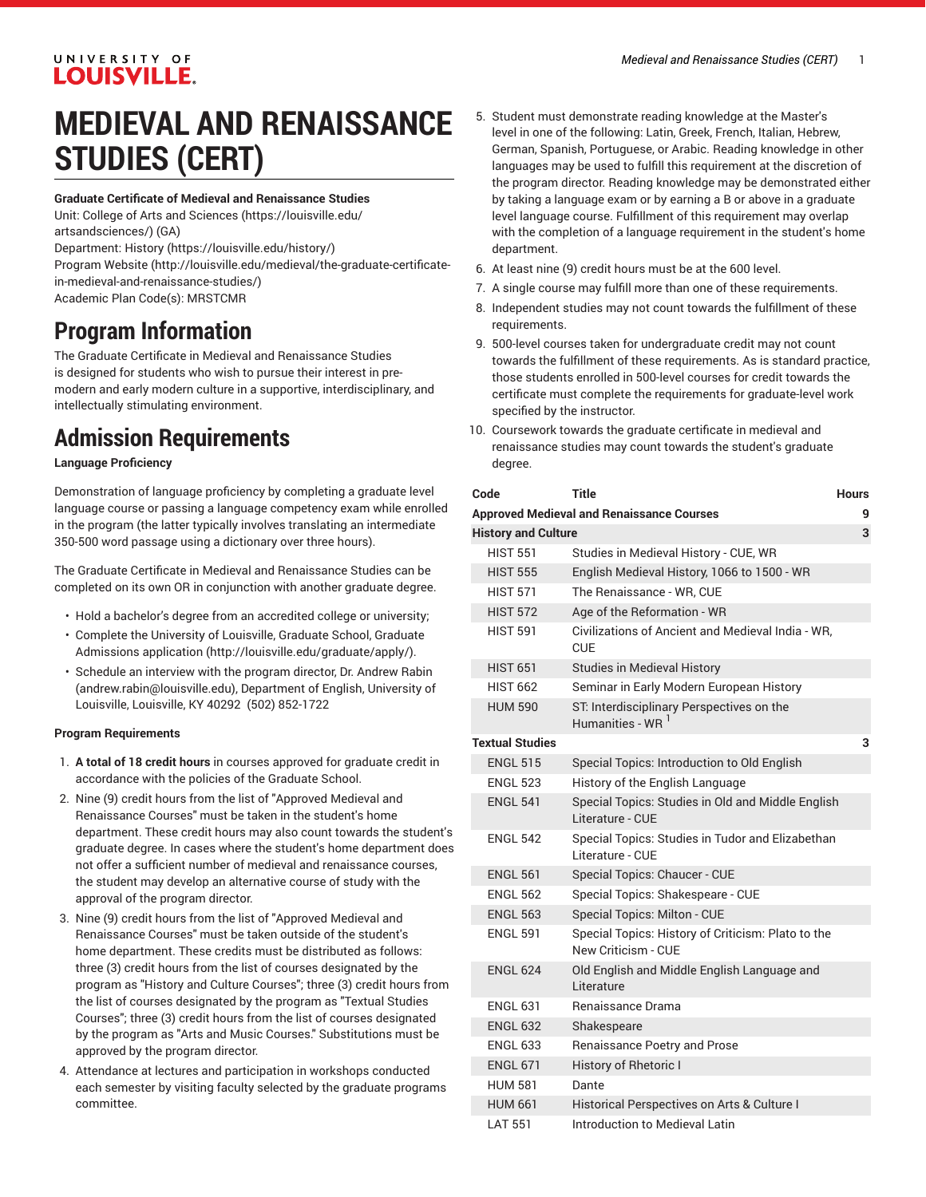# MEDIEVAL AND RENAISSANCE STUDIES (CERT)

**Graduate Certificate of Medieval and Renaissance Studies**

Unit: College of Arts and Sciences (https://louisville.edu/artsandsciences/) (GA)

Department: History (https://louisville.edu/history/)

Program Website (http://louisville.edu/medieval/the-graduate-certificate-in-medieval-and-renaissance-studies/)

Academic Plan Code(s): MRSTCMR

## Program Information

The Graduate Certificate in Medieval and Renaissance Studies is designed for students who wish to pursue their interest in pre-modern and early modern culture in a supportive, interdisciplinary, and intellectually stimulating environment.

## Admission Requirements

**Language Proficiency**

Demonstration of language proficiency by completing a graduate level language course or passing a language competency exam while enrolled in the program (the latter typically involves translating an intermediate 350-500 word passage using a dictionary over three hours).

The Graduate Certificate in Medieval and Renaissance Studies can be completed on its own OR in conjunction with another graduate degree.

- Hold a bachelor's degree from an accredited college or university;
- Complete the University of Louisville, Graduate School, Graduate Admissions application (http://louisville.edu/graduate/apply/).
- Schedule an interview with the program director, Dr. Andrew Rabin (andrew.rabin@louisville.edu), Department of English, University of Louisville, Louisville, KY 40292 (502) 852-1722

**Program Requirements**

1. **A total of 18 credit hours** in courses approved for graduate credit in accordance with the policies of the Graduate School.
2. Nine (9) credit hours from the list of "Approved Medieval and Renaissance Courses" must be taken in the student's home department. These credit hours may also count towards the student's graduate degree. In cases where the student's home department does not offer a sufficient number of medieval and renaissance courses, the student may develop an alternative course of study with the approval of the program director.
3. Nine (9) credit hours from the list of "Approved Medieval and Renaissance Courses" must be taken outside of the student's home department. These credits must be distributed as follows: three (3) credit hours from the list of courses designated by the program as "History and Culture Courses"; three (3) credit hours from the list of courses designated by the program as "Textual Studies Courses"; three (3) credit hours from the list of courses designated by the program as "Arts and Music Courses." Substitutions must be approved by the program director.
4. Attendance at lectures and participation in workshops conducted each semester by visiting faculty selected by the graduate programs committee.
5. Student must demonstrate reading knowledge at the Master's level in one of the following: Latin, Greek, French, Italian, Hebrew, German, Spanish, Portuguese, or Arabic. Reading knowledge in other languages may be used to fulfill this requirement at the discretion of the program director. Reading knowledge may be demonstrated either by taking a language exam or by earning a B or above in a graduate level language course. Fulfillment of this requirement may overlap with the completion of a language requirement in the student's home department.
6. At least nine (9) credit hours must be at the 600 level.
7. A single course may fulfill more than one of these requirements.
8. Independent studies may not count towards the fulfillment of these requirements.
9. 500-level courses taken for undergraduate credit may not count towards the fulfillment of these requirements. As is standard practice, those students enrolled in 500-level courses for credit towards the certificate must complete the requirements for graduate-level work specified by the instructor.
10. Coursework towards the graduate certificate in medieval and renaissance studies may count towards the student's graduate degree.

| Code | Title | Hours |
|---|---|---|
| **Approved Medieval and Renaissance Courses** | | **9** |
| **History and Culture** | | **3** |
| HIST 551 | Studies in Medieval History - CUE, WR | |
| HIST 555 | English Medieval History, 1066 to 1500 - WR | |
| HIST 571 | The Renaissance - WR, CUE | |
| HIST 572 | Age of the Reformation - WR | |
| HIST 591 | Civilizations of Ancient and Medieval India - WR, CUE | |
| HIST 651 | Studies in Medieval History | |
| HIST 662 | Seminar in Early Modern European History | |
| HUM 590 | ST: Interdisciplinary Perspectives on the Humanities - WR [1] | |
| **Textual Studies** | | **3** |
| ENGL 515 | Special Topics: Introduction to Old English | |
| ENGL 523 | History of the English Language | |
| ENGL 541 | Special Topics: Studies in Old and Middle English Literature - CUE | |
| ENGL 542 | Special Topics: Studies in Tudor and Elizabethan Literature - CUE | |
| ENGL 561 | Special Topics: Chaucer - CUE | |
| ENGL 562 | Special Topics: Shakespeare - CUE | |
| ENGL 563 | Special Topics: Milton - CUE | |
| ENGL 591 | Special Topics: History of Criticism: Plato to the New Criticism - CUE | |
| ENGL 624 | Old English and Middle English Language and Literature | |
| ENGL 631 | Renaissance Drama | |
| ENGL 632 | Shakespeare | |
| ENGL 633 | Renaissance Poetry and Prose | |
| ENGL 671 | History of Rhetoric I | |
| HUM 581 | Dante | |
| HUM 661 | Historical Perspectives on Arts & Culture I | |
| LAT 551 | Introduction to Medieval Latin | |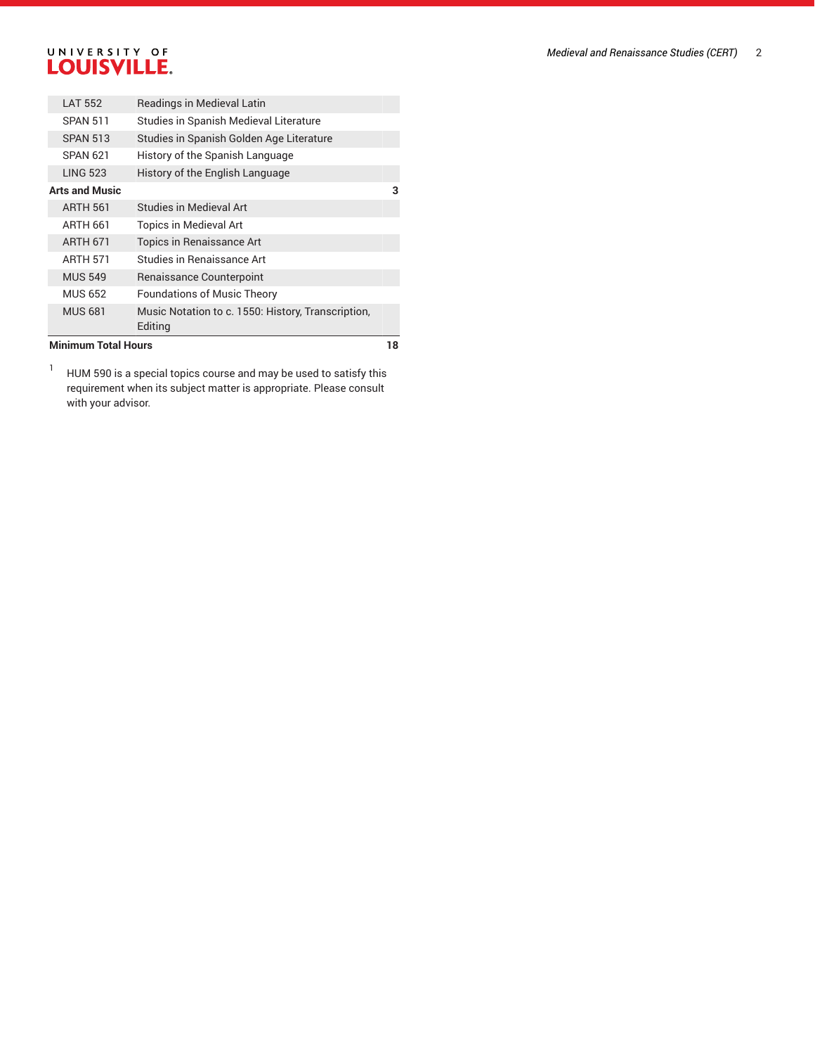| | | |
|---|---|---|
| LAT 552 | Readings in Medieval Latin | |
| SPAN 511 | Studies in Spanish Medieval Literature | |
| SPAN 513 | Studies in Spanish Golden Age Literature | |
| SPAN 621 | History of the Spanish Language | |
| LING 523 | History of the English Language | |
| **Arts and Music** | | **3** |
| ARTH 561 | Studies in Medieval Art | |
| ARTH 661 | Topics in Medieval Art | |
| ARTH 671 | Topics in Renaissance Art | |
| ARTH 571 | Studies in Renaissance Art | |
| MUS 549 | Renaissance Counterpoint | |
| MUS 652 | Foundations of Music Theory | |
| MUS 681 | Music Notation to c. 1550: History, Transcription, Editing | |
| **Minimum Total Hours** | | **18** |

[1] HUM 590 is a special topics course and may be used to satisfy this requirement when its subject matter is appropriate. Please consult with your advisor.